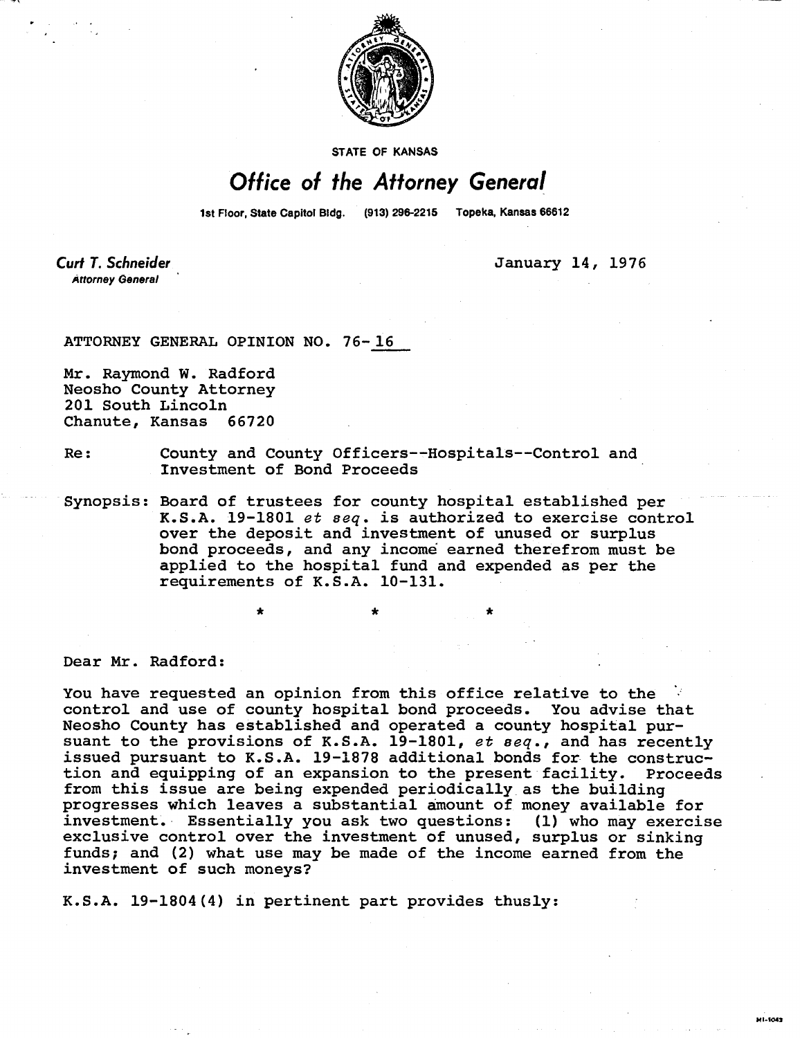STATE OF KANSAS

# Office of the Attorney General

1st Floor, State Capitol Bldg. (913) 296-2215 Topeka, Kansas 66612

*Curt T. Schneider*
*Attorney General*

January 14, 1976

ATTORNEY GENERAL OPINION NO. 76-16

Mr. Raymond W. Radford
Neosho County Attorney
201 South Lincoln
Chanute, Kansas 66720

Re: County and County Officers--Hospitals--Control and Investment of Bond Proceeds

Synopsis: Board of trustees for county hospital established per K.S.A. 19-1801 *et seq.* is authorized to exercise control over the deposit and investment of unused or surplus bond proceeds, and any income earned therefrom must be applied to the hospital fund and expended as per the requirements of K.S.A. 10-131.

\* \* \*

Dear Mr. Radford:

You have requested an opinion from this office relative to the control and use of county hospital bond proceeds. You advise that Neosho County has established and operated a county hospital pursuant to the provisions of K.S.A. 19-1801, *et seq.*, and has recently issued pursuant to K.S.A. 19-1878 additional bonds for the construction and equipping of an expansion to the present facility. Proceeds from this issue are being expended periodically as the building progresses which leaves a substantial amount of money available for investment. Essentially you ask two questions: (1) who may exercise exclusive control over the investment of unused, surplus or sinking funds; and (2) what use may be made of the income earned from the investment of such moneys?

K.S.A. 19-1804(4) in pertinent part provides thusly: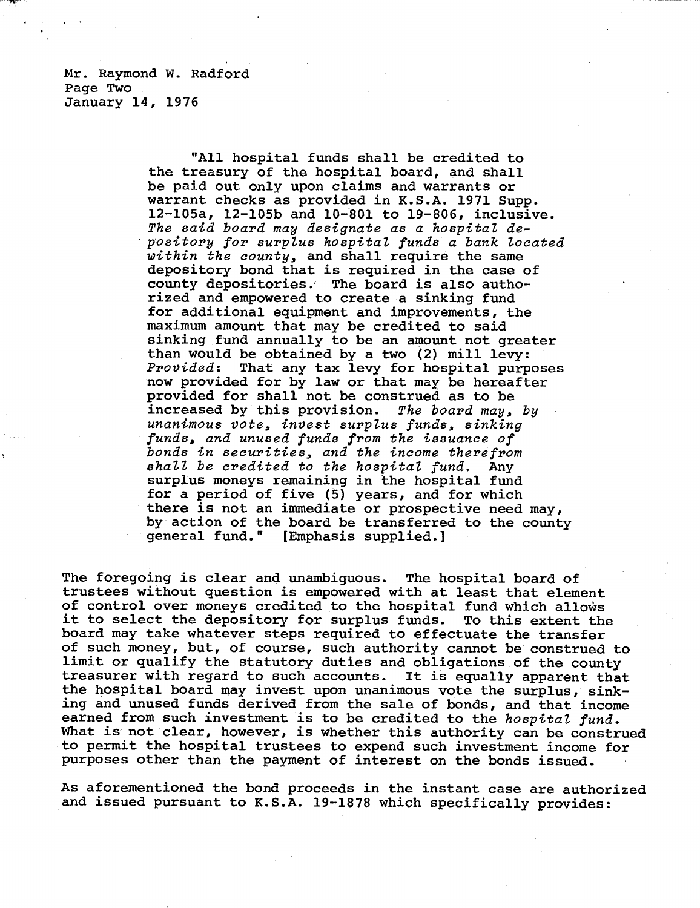Mr. Raymond W. Radford
Page Two
January 14, 1976

> "All hospital funds shall be credited to the treasury of the hospital board, and shall be paid out only upon claims and warrants or warrant checks as provided in K.S.A. 1971 Supp. 12-105a, 12-105b and 10-801 to 19-806, inclusive. *The said board may designate as a hospital depository for surplus hospital funds a bank located within the county,* and shall require the same depository bond that is required in the case of county depositories. The board is also authorized and empowered to create a sinking fund for additional equipment and improvements, the maximum amount that may be credited to said sinking fund annually to be an amount not greater than would be obtained by a two (2) mill levy: *Provided*: That any tax levy for hospital purposes now provided for by law or that may be hereafter provided for shall not be construed as to be increased by this provision. *The board may, by unanimous vote, invest surplus funds, sinking funds, and unused funds from the issuance of bonds in securities, and the income therefrom shall be credited to the hospital fund.* Any surplus moneys remaining in the hospital fund for a period of five (5) years, and for which there is not an immediate or prospective need may, by action of the board be transferred to the county general fund." [Emphasis supplied.]

The foregoing is clear and unambiguous. The hospital board of trustees without question is empowered with at least that element of control over moneys credited to the hospital fund which allows it to select the depository for surplus funds. To this extent the board may take whatever steps required to effectuate the transfer of such money, but, of course, such authority cannot be construed to limit or qualify the statutory duties and obligations of the county treasurer with regard to such accounts. It is equally apparent that the hospital board may invest upon unanimous vote the surplus, sinking and unused funds derived from the sale of bonds, and that income earned from such investment is to be credited to the *hospital fund*. What is not clear, however, is whether this authority can be construed to permit the hospital trustees to expend such investment income for purposes other than the payment of interest on the bonds issued.

As aforementioned the bond proceeds in the instant case are authorized and issued pursuant to K.S.A. 19-1878 which specifically provides: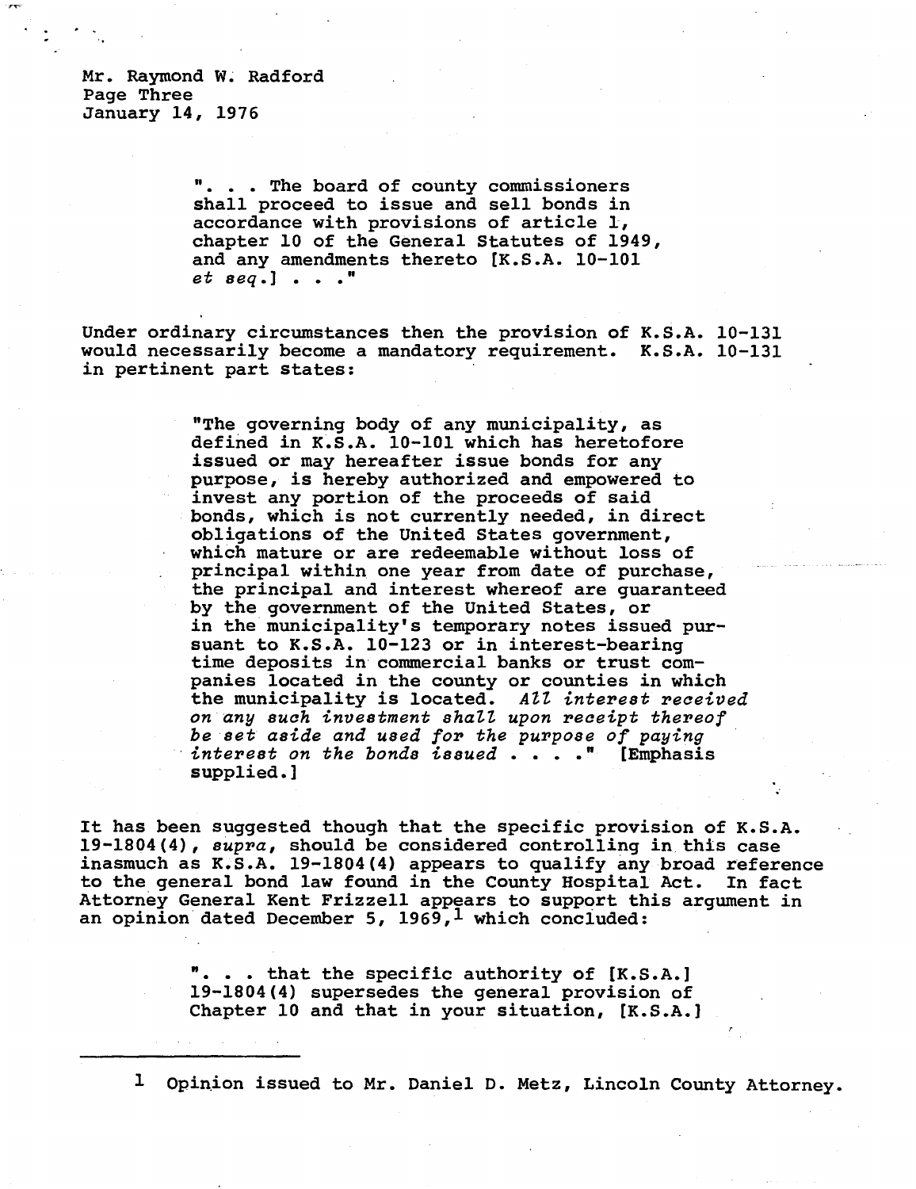Mr. Raymond W. Radford
Page Three
January 14, 1976

> ". . . The board of county commissioners shall proceed to issue and sell bonds in accordance with provisions of article 1, chapter 10 of the General Statutes of 1949, and any amendments thereto [K.S.A. 10-101 *et seq.*] . . ."

Under ordinary circumstances then the provision of K.S.A. 10-131 would necessarily become a mandatory requirement. K.S.A. 10-131 in pertinent part states:

> "The governing body of any municipality, as defined in K.S.A. 10-101 which has heretofore issued or may hereafter issue bonds for any purpose, is hereby authorized and empowered to invest any portion of the proceeds of said bonds, which is not currently needed, in direct obligations of the United States government, which mature or are redeemable without loss of principal within one year from date of purchase, the principal and interest whereof are guaranteed by the government of the United States, or in the municipality's temporary notes issued pursuant to K.S.A. 10-123 or in interest-bearing time deposits in commercial banks or trust companies located in the county or counties in which the municipality is located. *All interest received on any such investment shall upon receipt thereof be set aside and used for the purpose of paying interest on the bonds issued . . . .*" [Emphasis supplied.]

It has been suggested though that the specific provision of K.S.A. 19-1804(4), *supra*, should be considered controlling in this case inasmuch as K.S.A. 19-1804(4) appears to qualify any broad reference to the general bond law found in the County Hospital Act. In fact Attorney General Kent Frizzell appears to support this argument in an opinion dated December 5, 1969,[1] which concluded:

> ". . . that the specific authority of [K.S.A.] 19-1804(4) supersedes the general provision of Chapter 10 and that in your situation, [K.S.A.]

---

[1] Opinion issued to Mr. Daniel D. Metz, Lincoln County Attorney.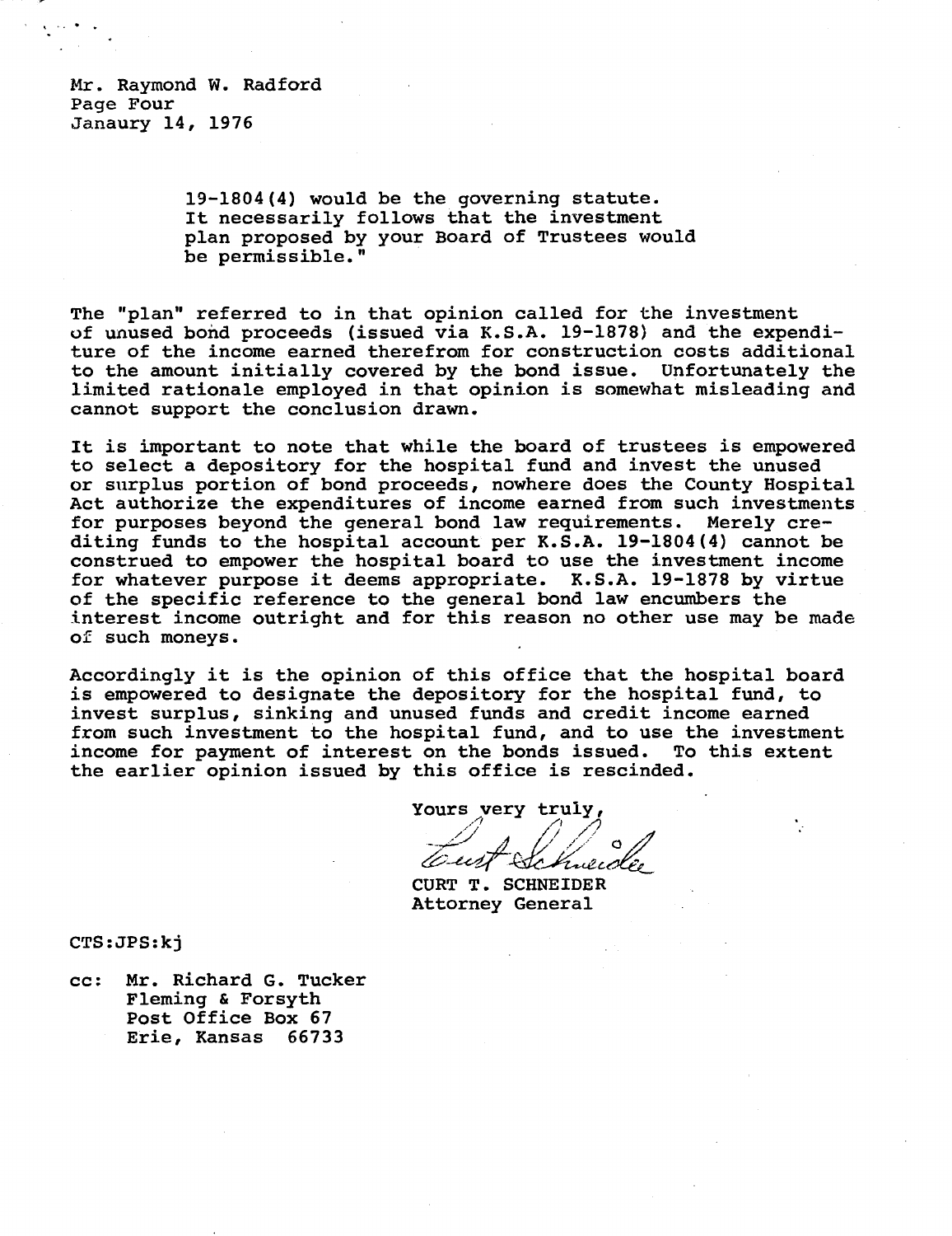Mr. Raymond W. Radford
Page Four
Janaury 14, 1976

> 19-1804(4) would be the governing statute. It necessarily follows that the investment plan proposed by your Board of Trustees would be permissible."

The "plan" referred to in that opinion called for the investment of unused bond proceeds (issued via K.S.A. 19-1878) and the expenditure of the income earned therefrom for construction costs additional to the amount initially covered by the bond issue. Unfortunately the limited rationale employed in that opinion is somewhat misleading and cannot support the conclusion drawn.

It is important to note that while the board of trustees is empowered to select a depository for the hospital fund and invest the unused or surplus portion of bond proceeds, nowhere does the County Hospital Act authorize the expenditures of income earned from such investments for purposes beyond the general bond law requirements. Merely crediting funds to the hospital account per K.S.A. 19-1804(4) cannot be construed to empower the hospital board to use the investment income for whatever purpose it deems appropriate. K.S.A. 19-1878 by virtue of the specific reference to the general bond law encumbers the interest income outright and for this reason no other use may be made of such moneys.

Accordingly it is the opinion of this office that the hospital board is empowered to designate the depository for the hospital fund, to invest surplus, sinking and unused funds and credit income earned from such investment to the hospital fund, and to use the investment income for payment of interest on the bonds issued. To this extent the earlier opinion issued by this office is rescinded.

Yours very truly,

Curt Schneider

CURT T. SCHNEIDER
Attorney General

CTS:JPS:kj

cc: Mr. Richard G. Tucker
Fleming & Forsyth
Post Office Box 67
Erie, Kansas 66733